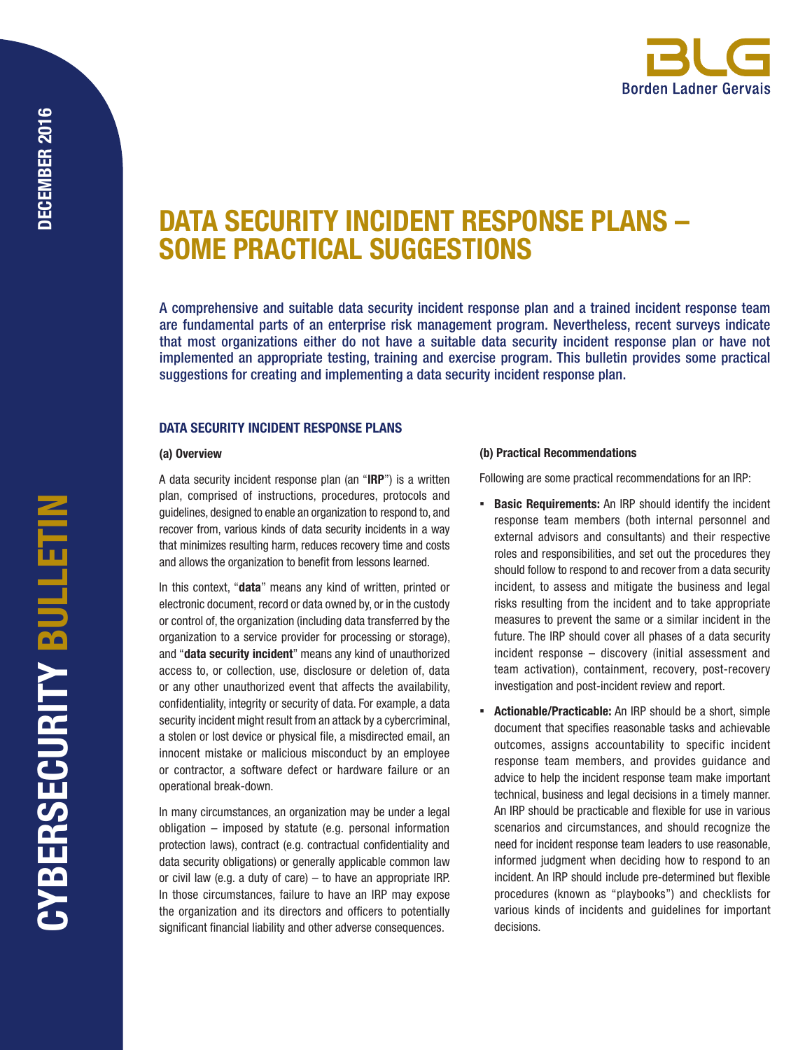# DATA SECURITY INCIDENT RESPONSE PLANS – SOME PRACTICAL SUGGESTIONS

A comprehensive and suitable data security incident response plan and a trained incident response team are fundamental parts of an enterprise risk management program. Nevertheless, recent surveys indicate that most organizations either do not have a suitable data security incident response plan or have not implemented an appropriate testing, training and exercise program. This bulletin provides some practical suggestions for creating and implementing a data security incident response plan.

## DATA SECURITY INCIDENT RESPONSE PLANS

### (a) Overview

A data security incident response plan (an "**IRP**") is a written plan, comprised of instructions, procedures, protocols and guidelines, designed to enable an organization to respond to, and recover from, various kinds of data security incidents in a way that minimizes resulting harm, reduces recovery time and costs and allows the organization to benefit from lessons learned.

In this context, "**data**" means any kind of written, printed or electronic document, record or data owned by, or in the custody or control of, the organization (including data transferred by the organization to a service provider for processing or storage), and "**data security incident**" means any kind of unauthorized access to, or collection, use, disclosure or deletion of, data or any other unauthorized event that affects the availability, confidentiality, integrity or security of data. For example, a data security incident might result from an attack by a cybercriminal, a stolen or lost device or physical file, a misdirected email, an innocent mistake or malicious misconduct by an employee or contractor, a software defect or hardware failure or an operational break-down.

In many circumstances, an organization may be under a legal obligation – imposed by statute (e.g. personal information protection laws), contract (e.g. contractual confidentiality and data security obligations) or generally applicable common law or civil law (e.g. a duty of care) – to have an appropriate IRP. In those circumstances, failure to have an IRP may expose the organization and its directors and officers to potentially significant financial liability and other adverse consequences.

### (b) Practical Recommendations

Following are some practical recommendations for an IRP:

- **Basic Requirements:** An IRP should identify the incident response team members (both internal personnel and external advisors and consultants) and their respective roles and responsibilities, and set out the procedures they should follow to respond to and recover from a data security incident, to assess and mitigate the business and legal risks resulting from the incident and to take appropriate measures to prevent the same or a similar incident in the future. The IRP should cover all phases of a data security incident response – discovery (initial assessment and team activation), containment, recovery, post-recovery investigation and post-incident review and report.
- **Actionable/Practicable:** An IRP should be a short, simple document that specifies reasonable tasks and achievable outcomes, assigns accountability to specific incident response team members, and provides guidance and advice to help the incident response team make important technical, business and legal decisions in a timely manner. An IRP should be practicable and flexible for use in various scenarios and circumstances, and should recognize the need for incident response team leaders to use reasonable, informed judgment when deciding how to respond to an incident. An IRP should include pre-determined but flexible procedures (known as "playbooks") and checklists for various kinds of incidents and guidelines for important decisions.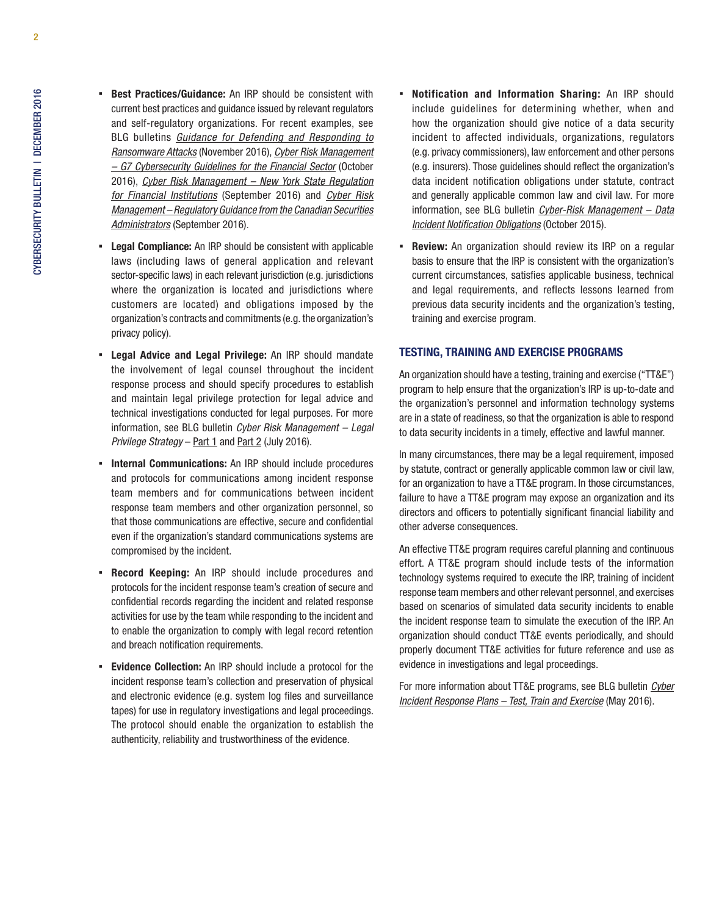- **Best Practices/Guidance:** An IRP should be consistent with current best practices and guidance issued by relevant regulators and self-regulatory organizations. For recent examples, see BLG bulletins *Guidance for Defending and Responding to Ransomware Attacks* (November 2016), *Cyber Risk Management – G7 Cybersecurity Guidelines for the Financial Sector* (October 2016), *Cyber Risk Management – New York State Regulation for Financial Institutions* (September 2016) and *Cyber Risk Management – Regulatory Guidance from the Canadian Securities Administrators* (September 2016).
- **Legal Compliance:** An IRP should be consistent with applicable laws (including laws of general application and relevant sector-specific laws) in each relevant jurisdiction (e.g. jurisdictions where the organization is located and jurisdictions where customers are located) and obligations imposed by the organization's contracts and commitments (e.g. the organization's privacy policy).
- **Legal Advice and Legal Privilege:** An IRP should mandate the involvement of legal counsel throughout the incident response process and should specify procedures to establish and maintain legal privilege protection for legal advice and technical investigations conducted for legal purposes. For more information, see BLG bulletin *Cyber Risk Management – Legal Privilege Strategy* – Part 1 and Part 2 (July 2016).
- **Internal Communications:** An IRP should include procedures and protocols for communications among incident response team members and for communications between incident response team members and other organization personnel, so that those communications are effective, secure and confidential even if the organization's standard communications systems are compromised by the incident.
- **Record Keeping:** An IRP should include procedures and protocols for the incident response team's creation of secure and confidential records regarding the incident and related response activities for use by the team while responding to the incident and to enable the organization to comply with legal record retention and breach notification requirements.
- **Evidence Collection:** An IRP should include a protocol for the incident response team's collection and preservation of physical and electronic evidence (e.g. system log files and surveillance tapes) for use in regulatory investigations and legal proceedings. The protocol should enable the organization to establish the authenticity, reliability and trustworthiness of the evidence.
- **Notification and Information Sharing:** An IRP should include guidelines for determining whether, when and how the organization should give notice of a data security incident to affected individuals, organizations, regulators (e.g. privacy commissioners), law enforcement and other persons (e.g. insurers). Those guidelines should reflect the organization's data incident notification obligations under statute, contract and generally applicable common law and civil law. For more information, see BLG bulletin *Cyber-Risk Management – Data Incident Notification Obligations* (October 2015).
- **Review:** An organization should review its IRP on a regular basis to ensure that the IRP is consistent with the organization's current circumstances, satisfies applicable business, technical and legal requirements, and reflects lessons learned from previous data security incidents and the organization's testing, training and exercise program.

## TESTING, TRAINING AND EXERCISE PROGRAMS

An organization should have a testing, training and exercise ("TT&E") program to help ensure that the organization's IRP is up-to-date and the organization's personnel and information technology systems are in a state of readiness, so that the organization is able to respond to data security incidents in a timely, effective and lawful manner.

In many circumstances, there may be a legal requirement, imposed by statute, contract or generally applicable common law or civil law, for an organization to have a TT&E program. In those circumstances, failure to have a TT&E program may expose an organization and its directors and officers to potentially significant financial liability and other adverse consequences.

An effective TT&E program requires careful planning and continuous effort. A TT&E program should include tests of the information technology systems required to execute the IRP, training of incident response team members and other relevant personnel, and exercises based on scenarios of simulated data security incidents to enable the incident response team to simulate the execution of the IRP. An organization should conduct TT&E events periodically, and should properly document TT&E activities for future reference and use as evidence in investigations and legal proceedings.

For more information about TT&E programs, see BLG bulletin *Cyber Incident Response Plans – Test, Train and Exercise* (May 2016).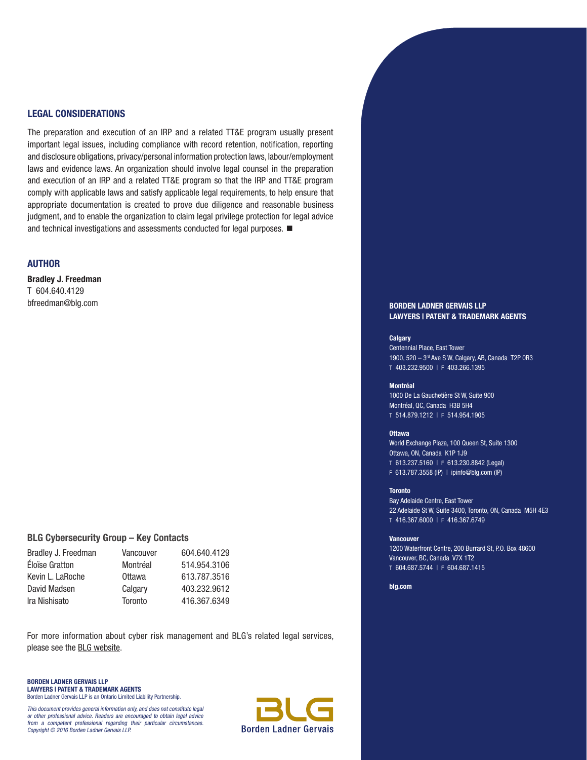## LEGAL CONSIDERATIONS

The preparation and execution of an IRP and a related TT&E program usually present important legal issues, including compliance with record retention, notification, reporting and disclosure obligations, privacy/personal information protection laws, labour/employment laws and evidence laws. An organization should involve legal counsel in the preparation and execution of an IRP and a related TT&E program so that the IRP and TT&E program comply with applicable laws and satisfy applicable legal requirements, to help ensure that appropriate documentation is created to prove due diligence and reasonable business judgment, and to enable the organization to claim legal privilege protection for legal advice and technical investigations and assessments conducted for legal purposes. ■

## AUTHOR

**Bradley J. Freedman**
T 604.640.4129
bfreedman@blg.com

### BLG Cybersecurity Group – Key Contacts

| | | |
|---|---|---|
| Bradley J. Freedman | Vancouver | 604.640.4129 |
| Éloïse Gratton | Montréal | 514.954.3106 |
| Kevin L. LaRoche | Ottawa | 613.787.3516 |
| David Madsen | Calgary | 403.232.9612 |
| Ira Nishisato | Toronto | 416.367.6349 |

For more information about cyber risk management and BLG's related legal services, please see the BLG website.

**BORDEN LADNER GERVAIS LLP**
**LAWYERS | PATENT & TRADEMARK AGENTS**
Borden Ladner Gervais LLP is an Ontario Limited Liability Partnership.

*This document provides general information only, and does not constitute legal or other professional advice. Readers are encouraged to obtain legal advice from a competent professional regarding their particular circumstances. Copyright © 2016 Borden Ladner Gervais LLP.*

BLG Borden Ladner Gervais

**BORDEN LADNER GERVAIS LLP**
**LAWYERS | PATENT & TRADEMARK AGENTS**

**Calgary**
Centennial Place, East Tower
1900, 520 – 3rd Ave S W, Calgary, AB, Canada T2P 0R3
T 403.232.9500 | F 403.266.1395

**Montréal**
1000 De La Gauchetière St W, Suite 900
Montréal, QC, Canada H3B 5H4
T 514.879.1212 | F 514.954.1905

**Ottawa**
World Exchange Plaza, 100 Queen St, Suite 1300
Ottawa, ON, Canada K1P 1J9
T 613.237.5160 | F 613.230.8842 (Legal)
F 613.787.3558 (IP) | ipinfo@blg.com (IP)

**Toronto**
Bay Adelaide Centre, East Tower
22 Adelaide St W, Suite 3400, Toronto, ON, Canada M5H 4E3
T 416.367.6000 | F 416.367.6749

**Vancouver**
1200 Waterfront Centre, 200 Burrard St, P.O. Box 48600
Vancouver, BC, Canada V7X 1T2
T 604.687.5744 | F 604.687.1415

**blg.com**